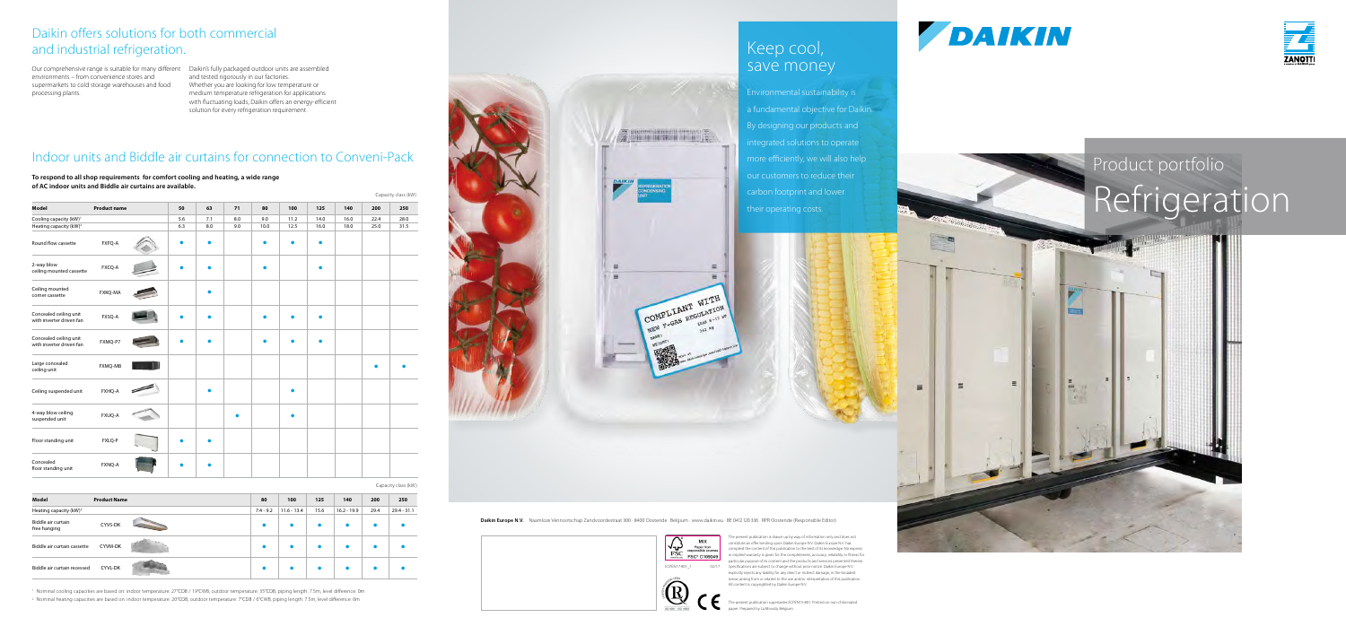# Daikin offers solutions for both commercial and industrial refrigeration.

Our comprehensive range is suitable for many different environments – from convenience stores and supermarkets to cold storage warehouses and food processing plants.

Daikin's fully packaged outdoor units are assembled and tested rigorously in our factories. Whether you are looking for low temperature or medium temperature refrigeration for applications with fluctuating loads, Daikin offers an energy-efficient solution for every refrigeration requirement.

## Indoor units and Biddle air curtains for connection to Conveni-Pack

**To respond to all shop requirements for comfort cooling and heating, a wide range of AC indoor units and Biddle air curtains are available.**

Capacity class (kW)

| Model | Product name | 50 | 63 | 71 | 80 | 100 | 125 | 140 | 200 | 250 |
|---|---|---|---|---|---|---|---|---|---|---|
| Cooling capacity (kW)[1] | | 5.6 | 7.1 | 8.0 | 9.0 | 11.2 | 14.0 | 16.0 | 22.4 | 28.0 |
| Heating capacity (kW)[2] | | 6.3 | 8.0 | 9.0 | 10.0 | 12.5 | 16.0 | 18.0 | 25.0 | 31.5 |
| Round flow cassette | FXFQ-A | ● | ● | | ● | ● | ● | | | |
| 2-way blow ceiling mounted cassette | FXCQ-A | ● | ● | | ● | | ● | | | |
| Ceiling mounted corner cassette | FXKQ-MA | | ● | | | | | | | |
| Concealed ceiling unit with inverter driven fan | FXSQ-A | ● | ● | | ● | ● | ● | | | |
| Concealed ceiling unit with inverter driven fan | FXMQ-P7 | ● | ● | | ● | ● | ● | | | |
| Large concealed ceiling unit | FXMQ-MB | | | | | | | | ● | ● |
| Ceiling suspended unit | FXHQ-A | | ● | | | ● | | | | |
| 4-way blow ceiling suspended unit | FXUQ-A | | | ● | | ● | | | | |
| Floor standing unit | FXLQ-P | ● | ● | | | | | | | |
| Concealed floor standing unit | FXNQ-A | ● | ● | | | | | | | |

Capacity class (kW)

| Model | Product Name | 80 | 100 | 125 | 140 | 200 | 250 |
|---|---|---|---|---|---|---|---|
| Heating capacity (kW)[2] | | 7.4 - 9.2 | 11.6 - 13.4 | 15.6 | 16.2 - 19.9 | 29.4 | 29.4 - 31.1 |
| Biddle air curtain free hanging | CYVS-DK | ● | ● | ● | ● | ● | ● |
| Biddle air curtain cassette | CYVM-DK | ● | ● | ● | ● | ● | ● |
| Biddle air curtain recessed | CYVL-DK | ● | ● | ● | ● | ● | ● |

[1] Nominal cooling capacities are based on: indoor temperature: 27°CDB / 19°CWB, outdoor temperature: 35°CDB, piping length: 7.5m, level difference: 0m

[2] Nominal heating capacities are based on: indoor temperature: 20°CDB, outdoor temperature: 7°CDB / 6°CWB, piping length: 7.5m, level difference: 0m

## Keep cool, save money

Environmental sustainability is a fundamental objective for Daikin. By designing our products and integrated solutions to operate more efficiently, we will also help our customers to reduce their carbon footprint and lower their operating costs.

COMPLIANT WITH NEW F-GAS REGULATION

**Daikin Europe N.V.** Naamloze Vennootschap Zandvoordestraat 300 · 8400 Oostende · Belgium · www.daikin.eu · BE 0412 120 336 · RPR Oostende (Responsible Editor)

The present publication is drawn up by way of information only and does not constitute an offer binding upon Daikin Europe N.V. Daikin Europe N.V. has compiled the content of this publication to the best of its knowledge. No express or implied warranty is given for the completeness, accuracy, reliability or fitness for particular purpose of its content and the products and services presented therein. Specifications are subject to change without prior notice. Daikin Europe N.V. explicitly rejects any liability for any direct or indirect damage, in the broadest sense, arising from or related to the use and/or interpretation of this publication. All content is copyrighted by Daikin Europe N.V.

ECPEN17-960_1 · 02/17

The present publication supersedes ECPEN16-801. Printed on non-chlorinated paper. Prepared by La Movida, Belgium.

# Product portfolio
# Refrigeration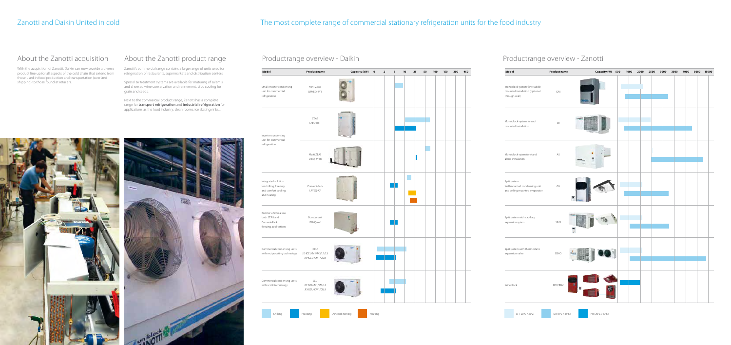## Zanotti and Daikin United in cold

## The most complete range of commercial stationary refrigeration units for the food industry

### About the Zanotti acquisition

With the acquisition of Zanotti, Daikin can now provide a diverse product line up for all aspects of the cold chain that extend from those used in food production and transportation (overland shipping) to those found at retailers.

### About the Zanotti product range

Zanotti's commercial range contains a large range of units used for refrigeration of restaurants, supermarkets and distribution centers.

Special air treatment systems are available for maturing of salamis and cheeses, wine conservation and refinement, silos cooling for grain and seeds.

Next to the commercial product range, Zanotti has a complete range for **transport refrigeration** and **industrial refrigeration** for applications as the food industry, clean rooms, ice skating rinks,...

### Productrange overview - Daikin

| Model | Product name |
|---|---|
| Small inverter condensing unit for commercial refrigeration | Mini-ZEAS LRMEQ-BY1 |
| Inverter condensing unit for commercial refrigeration | ZEAS LREQ-BY1 |
| | Multi ZEAS LREQ-BY1R |
| Integrated solution for chilling, freezing and comfort cooling and heating | Conveni-Pack LRYEQ-AY |
| Booster unit to allow both ZEAS and Conveni-Pack freezing applications | Booster unit LCBKQ-AV1 |
| Commercial condensing units with reciprocating technology | CCU JEHCCU-M1/MS/L1/L5 JEHCCU-CM1/CM3 |
| Commercial condensing units with scroll technology | SCU JEHSCU-M1/M3/L3 JEHSCU-CM1/CM3 |

Capacity (kW) 0 2 5 10 25 50 100 150 300 450

Chilling | Freezing | Air conditioning | Heating

### Productrange overview - Zanotti

| Model | Product name |
|---|---|
| Monoblock system for straddle mounted installation (optional through-wall) | GM |
| Monoblock system for roof mounted installation | SB |
| Monoblock system for stand alone installation | AS |
| Split system Wall mounted condensing unit and ceiling mounted evaporator | GS |
| Split system with capillary expansion system | SP-O |
| Split system with thermostatic expansion valve | DB-O |
| Wineblock | RCV/RDV |

Capacity (W) 500 1000 2000 2500 3000 3500 4000 5000 15000

LT (-20°C / 35°C) | MT (0°C / 35°C) | HT (20°C / 35°C)